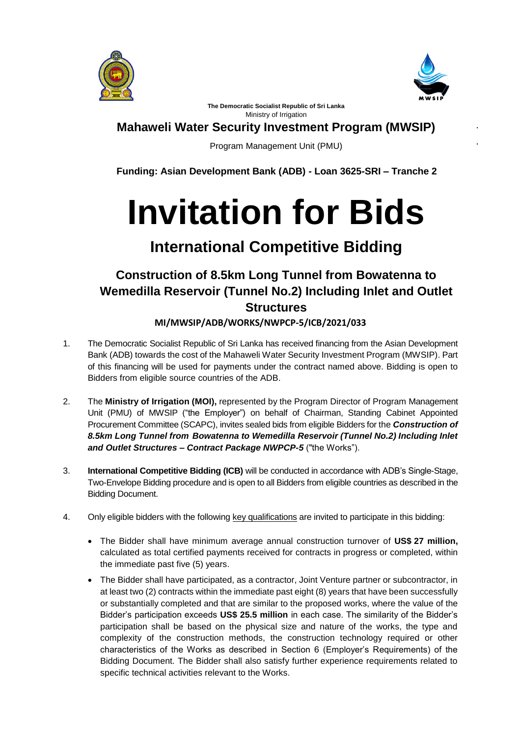**The Democratic Socialist Republic of Sri Lanka**
Ministry of Irrigation

## Mahaweli Water Security Investment Program (MWSIP)

Program Management Unit (PMU)

**Funding: Asian Development Bank (ADB) - Loan 3625-SRI – Tranche 2**

# Invitation for Bids

## International Competitive Bidding

### Construction of 8.5km Long Tunnel from Bowatenna to Wemedilla Reservoir (Tunnel No.2) Including Inlet and Outlet Structures

**MI/MWSIP/ADB/WORKS/NWPCP-5/ICB/2021/033**

1. The Democratic Socialist Republic of Sri Lanka has received financing from the Asian Development Bank (ADB) towards the cost of the Mahaweli Water Security Investment Program (MWSIP). Part of this financing will be used for payments under the contract named above. Bidding is open to Bidders from eligible source countries of the ADB.

2. The **Ministry of Irrigation (MOI),** represented by the Program Director of Program Management Unit (PMU) of MWSIP ("the Employer") on behalf of Chairman, Standing Cabinet Appointed Procurement Committee (SCAPC), invites sealed bids from eligible Bidders for the ***Construction of 8.5km Long Tunnel from Bowatenna to Wemedilla Reservoir (Tunnel No.2) Including Inlet and Outlet Structures – Contract Package NWPCP-5*** ("the Works").

3. **International Competitive Bidding (ICB)** will be conducted in accordance with ADB's Single-Stage, Two-Envelope Bidding procedure and is open to all Bidders from eligible countries as described in the Bidding Document.

4. Only eligible bidders with the following key qualifications are invited to participate in this bidding:

   - The Bidder shall have minimum average annual construction turnover of **US$ 27 million,** calculated as total certified payments received for contracts in progress or completed, within the immediate past five (5) years.
   - The Bidder shall have participated, as a contractor, Joint Venture partner or subcontractor, in at least two (2) contracts within the immediate past eight (8) years that have been successfully or substantially completed and that are similar to the proposed works, where the value of the Bidder's participation exceeds **US$ 25.5 million** in each case. The similarity of the Bidder's participation shall be based on the physical size and nature of the works, the type and complexity of the construction methods, the construction technology required or other characteristics of the Works as described in Section 6 (Employer's Requirements) of the Bidding Document. The Bidder shall also satisfy further experience requirements related to specific technical activities relevant to the Works.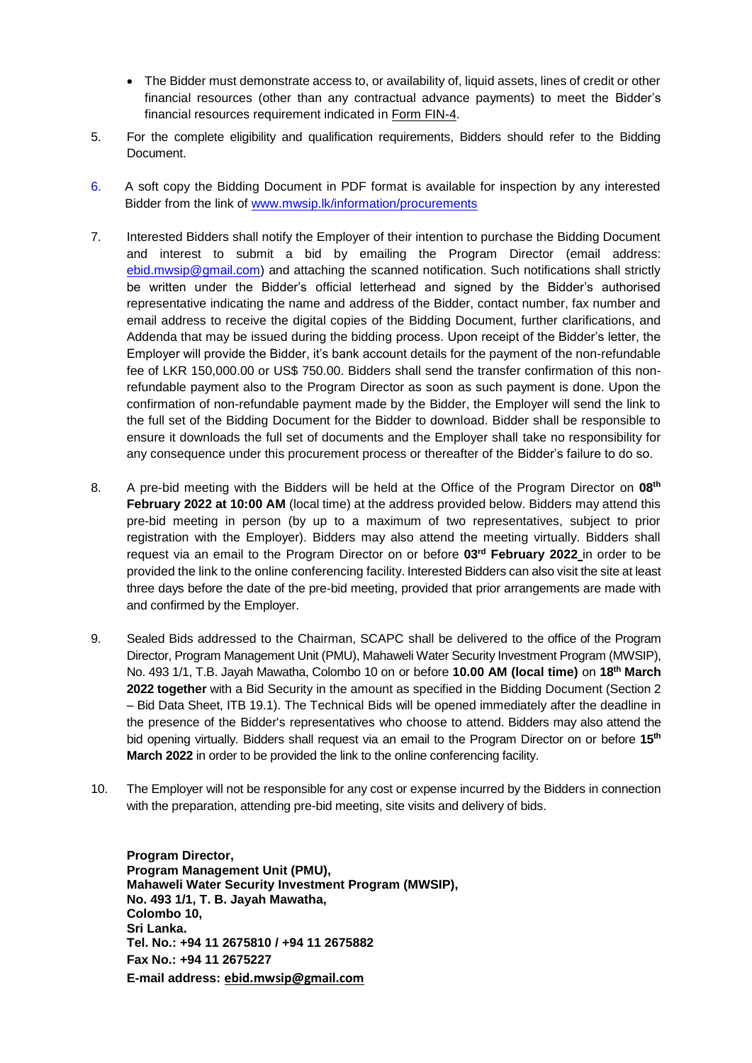- The Bidder must demonstrate access to, or availability of, liquid assets, lines of credit or other financial resources (other than any contractual advance payments) to meet the Bidder's financial resources requirement indicated in Form FIN-4.

5. For the complete eligibility and qualification requirements, Bidders should refer to the Bidding Document.

6. A soft copy the Bidding Document in PDF format is available for inspection by any interested Bidder from the link of www.mwsip.lk/information/procurements

7. Interested Bidders shall notify the Employer of their intention to purchase the Bidding Document and interest to submit a bid by emailing the Program Director (email address: ebid.mwsip@gmail.com) and attaching the scanned notification. Such notifications shall strictly be written under the Bidder's official letterhead and signed by the Bidder's authorised representative indicating the name and address of the Bidder, contact number, fax number and email address to receive the digital copies of the Bidding Document, further clarifications, and Addenda that may be issued during the bidding process. Upon receipt of the Bidder's letter, the Employer will provide the Bidder, it's bank account details for the payment of the non-refundable fee of LKR 150,000.00 or US$ 750.00. Bidders shall send the transfer confirmation of this non-refundable payment also to the Program Director as soon as such payment is done. Upon the confirmation of non-refundable payment made by the Bidder, the Employer will send the link to the full set of the Bidding Document for the Bidder to download. Bidder shall be responsible to ensure it downloads the full set of documents and the Employer shall take no responsibility for any consequence under this procurement process or thereafter of the Bidder's failure to do so.

8. A pre-bid meeting with the Bidders will be held at the Office of the Program Director on **08th February 2022 at 10:00 AM** (local time) at the address provided below. Bidders may attend this pre-bid meeting in person (by up to a maximum of two representatives, subject to prior registration with the Employer). Bidders may also attend the meeting virtually. Bidders shall request via an email to the Program Director on or before **03rd February 2022** in order to be provided the link to the online conferencing facility. Interested Bidders can also visit the site at least three days before the date of the pre-bid meeting, provided that prior arrangements are made with and confirmed by the Employer.

9. Sealed Bids addressed to the Chairman, SCAPC shall be delivered to the office of the Program Director, Program Management Unit (PMU), Mahaweli Water Security Investment Program (MWSIP), No. 493 1/1, T.B. Jayah Mawatha, Colombo 10 on or before **10.00 AM (local time)** on **18th March 2022 together** with a Bid Security in the amount as specified in the Bidding Document (Section 2 – Bid Data Sheet, ITB 19.1). The Technical Bids will be opened immediately after the deadline in the presence of the Bidder's representatives who choose to attend. Bidders may also attend the bid opening virtually. Bidders shall request via an email to the Program Director on or before **15th March 2022** in order to be provided the link to the online conferencing facility.

10. The Employer will not be responsible for any cost or expense incurred by the Bidders in connection with the preparation, attending pre-bid meeting, site visits and delivery of bids.

**Program Director,**
**Program Management Unit (PMU),**
**Mahaweli Water Security Investment Program (MWSIP),**
**No. 493 1/1, T. B. Jayah Mawatha,**
**Colombo 10,**
**Sri Lanka.**
**Tel. No.: +94 11 2675810 / +94 11 2675882**
**Fax No.: +94 11 2675227**
**E-mail address: ebid.mwsip@gmail.com**